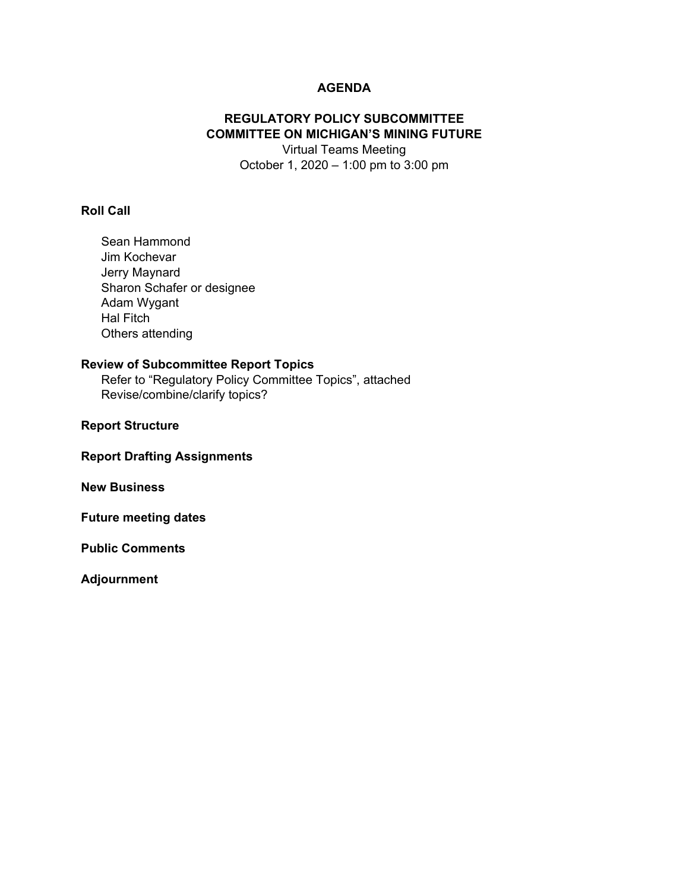# AGENDA

## REGULATORY POLICY SUBCOMMITTEE
## COMMITTEE ON MICHIGAN'S MINING FUTURE

Virtual Teams Meeting
October 1, 2020 – 1:00 pm to 3:00 pm

**Roll Call**

Sean Hammond
Jim Kochevar
Jerry Maynard
Sharon Schafer or designee
Adam Wygant
Hal Fitch
Others attending

**Review of Subcommittee Report Topics**

Refer to "Regulatory Policy Committee Topics", attached
Revise/combine/clarify topics?

**Report Structure**

**Report Drafting Assignments**

**New Business**

**Future meeting dates**

**Public Comments**

**Adjournment**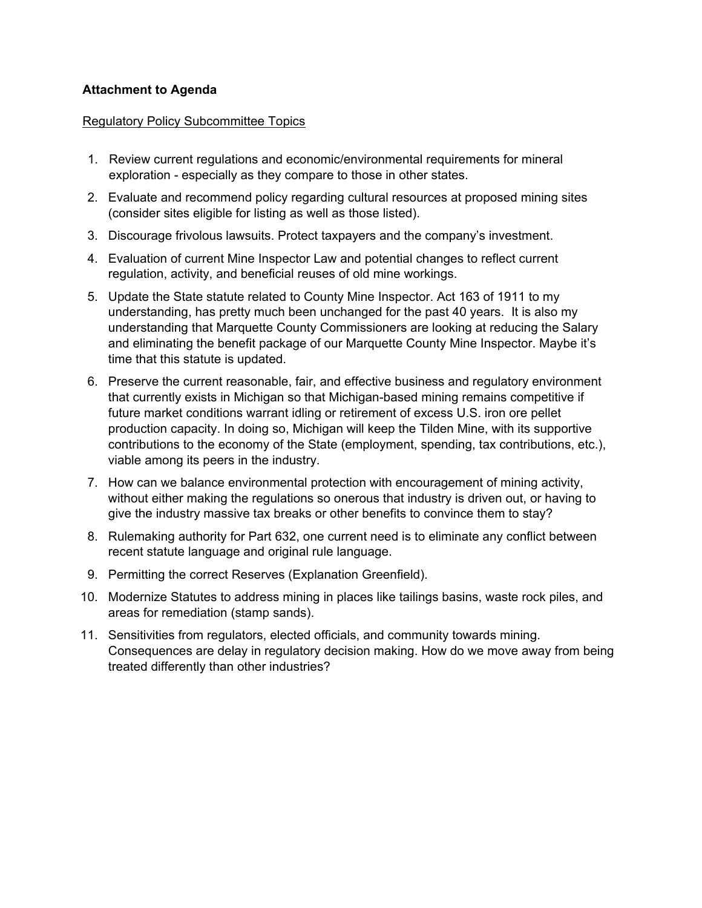**Attachment to Agenda**

Regulatory Policy Subcommittee Topics

1. Review current regulations and economic/environmental requirements for mineral exploration - especially as they compare to those in other states.
2. Evaluate and recommend policy regarding cultural resources at proposed mining sites (consider sites eligible for listing as well as those listed).
3. Discourage frivolous lawsuits. Protect taxpayers and the company's investment.
4. Evaluation of current Mine Inspector Law and potential changes to reflect current regulation, activity, and beneficial reuses of old mine workings.
5. Update the State statute related to County Mine Inspector. Act 163 of 1911 to my understanding, has pretty much been unchanged for the past 40 years. It is also my understanding that Marquette County Commissioners are looking at reducing the Salary and eliminating the benefit package of our Marquette County Mine Inspector. Maybe it's time that this statute is updated.
6. Preserve the current reasonable, fair, and effective business and regulatory environment that currently exists in Michigan so that Michigan-based mining remains competitive if future market conditions warrant idling or retirement of excess U.S. iron ore pellet production capacity. In doing so, Michigan will keep the Tilden Mine, with its supportive contributions to the economy of the State (employment, spending, tax contributions, etc.), viable among its peers in the industry.
7. How can we balance environmental protection with encouragement of mining activity, without either making the regulations so onerous that industry is driven out, or having to give the industry massive tax breaks or other benefits to convince them to stay?
8. Rulemaking authority for Part 632, one current need is to eliminate any conflict between recent statute language and original rule language.
9. Permitting the correct Reserves (Explanation Greenfield).
10. Modernize Statutes to address mining in places like tailings basins, waste rock piles, and areas for remediation (stamp sands).
11. Sensitivities from regulators, elected officials, and community towards mining. Consequences are delay in regulatory decision making. How do we move away from being treated differently than other industries?